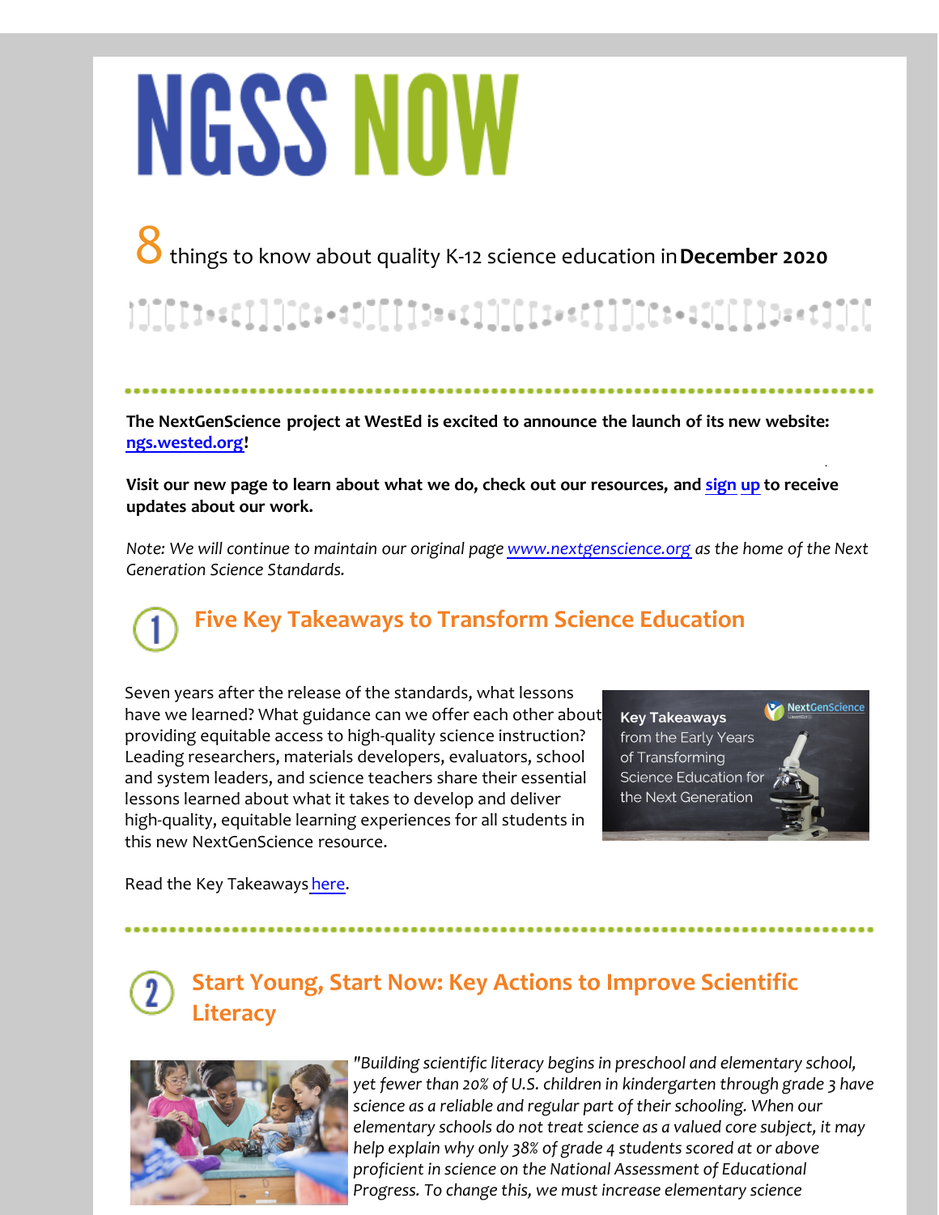# NGSS NOW

8 things to know about quality K-12 science education in **December 2020**

**The NextGenScience project at WestEd is excited to announce the launch of its new website: ngs.wested.org!**

**Visit our new page to learn about what we do, check out our resources, and sign up to receive updates about our work.**

*Note: We will continue to maintain our original page www.nextgenscience.org as the home of the Next Generation Science Standards.*

## 1 Five Key Takeaways to Transform Science Education

Seven years after the release of the standards, what lessons have we learned? What guidance can we offer each other about providing equitable access to high-quality science instruction? Leading researchers, materials developers, evaluators, school and system leaders, and science teachers share their essential lessons learned about what it takes to develop and deliver high-quality, equitable learning experiences for all students in this new NextGenScience resource.

Read the Key Takeaways here.

## 2 Start Young, Start Now: Key Actions to Improve Scientific Literacy

*"Building scientific literacy begins in preschool and elementary school, yet fewer than 20% of U.S. children in kindergarten through grade 3 have science as a reliable and regular part of their schooling. When our elementary schools do not treat science as a valued core subject, it may help explain why only 38% of grade 4 students scored at or above proficient in science on the National Assessment of Educational Progress. To change this, we must increase elementary science*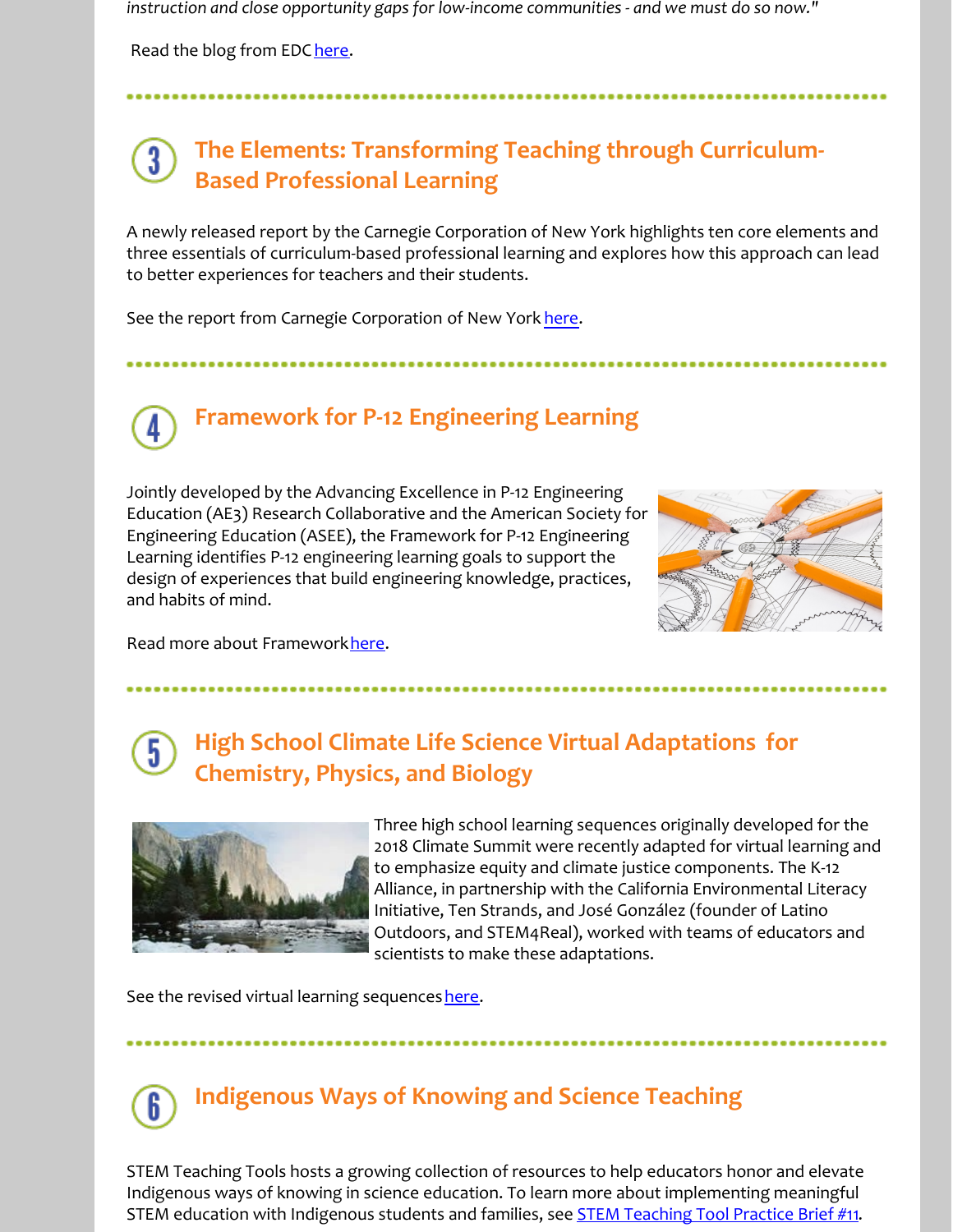*instruction and close opportunity gaps for low-income communities - and we must do so now."*

Read the blog from EDC here.

## 3 The Elements: Transforming Teaching through Curriculum-Based Professional Learning

A newly released report by the Carnegie Corporation of New York highlights ten core elements and three essentials of curriculum-based professional learning and explores how this approach can lead to better experiences for teachers and their students.

See the report from Carnegie Corporation of New York here.

## 4 Framework for P-12 Engineering Learning

Jointly developed by the Advancing Excellence in P-12 Engineering Education (AE3) Research Collaborative and the American Society for Engineering Education (ASEE), the Framework for P-12 Engineering Learning identifies P-12 engineering learning goals to support the design of experiences that build engineering knowledge, practices, and habits of mind.

Read more about Framework here.

## 5 High School Climate Life Science Virtual Adaptations for Chemistry, Physics, and Biology

Three high school learning sequences originally developed for the 2018 Climate Summit were recently adapted for virtual learning and to emphasize equity and climate justice components. The K-12 Alliance, in partnership with the California Environmental Literacy Initiative, Ten Strands, and José González (founder of Latino Outdoors, and STEM4Real), worked with teams of educators and scientists to make these adaptations.

See the revised virtual learning sequences here.

## 6 Indigenous Ways of Knowing and Science Teaching

STEM Teaching Tools hosts a growing collection of resources to help educators honor and elevate Indigenous ways of knowing in science education. To learn more about implementing meaningful STEM education with Indigenous students and families, see STEM Teaching Tool Practice Brief #11.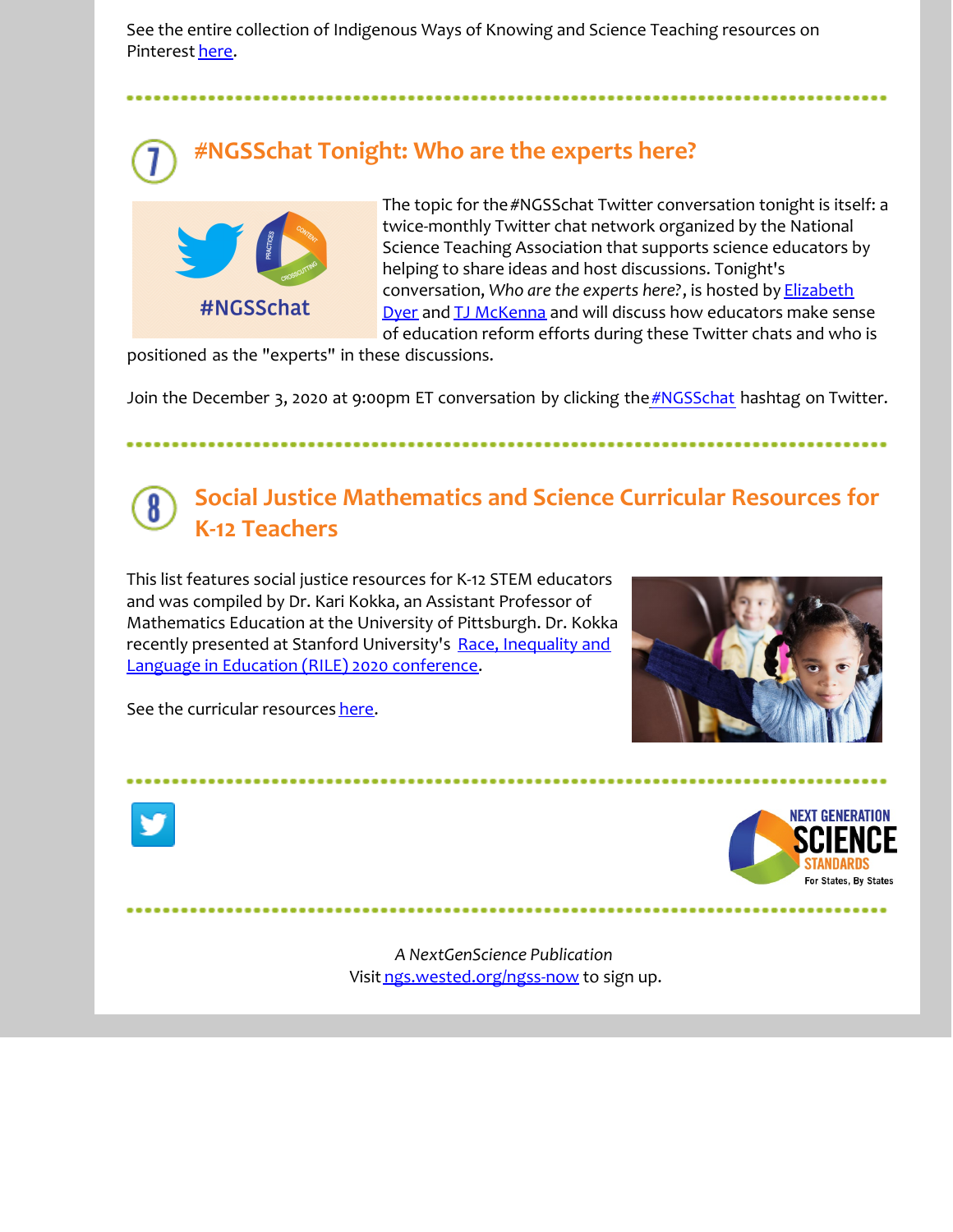See the entire collection of Indigenous Ways of Knowing and Science Teaching resources on Pinterest here.

## 7 #NGSSchat Tonight: Who are the experts here?

The topic for the #NGSSchat Twitter conversation tonight is itself: a twice-monthly Twitter chat network organized by the National Science Teaching Association that supports science educators by helping to share ideas and host discussions. Tonight's conversation, *Who are the experts here?*, is hosted by Elizabeth Dyer and TJ McKenna and will discuss how educators make sense of education reform efforts during these Twitter chats and who is positioned as the "experts" in these discussions.

Join the December 3, 2020 at 9:00pm ET conversation by clicking the #NGSSchat hashtag on Twitter.

## 8 Social Justice Mathematics and Science Curricular Resources for K-12 Teachers

This list features social justice resources for K-12 STEM educators and was compiled by Dr. Kari Kokka, an Assistant Professor of Mathematics Education at the University of Pittsburgh. Dr. Kokka recently presented at Stanford University's Race, Inequality and Language in Education (RILE) 2020 conference.

See the curricular resources here.

*A NextGenScience Publication*

Visit ngs.wested.org/ngss-now to sign up.